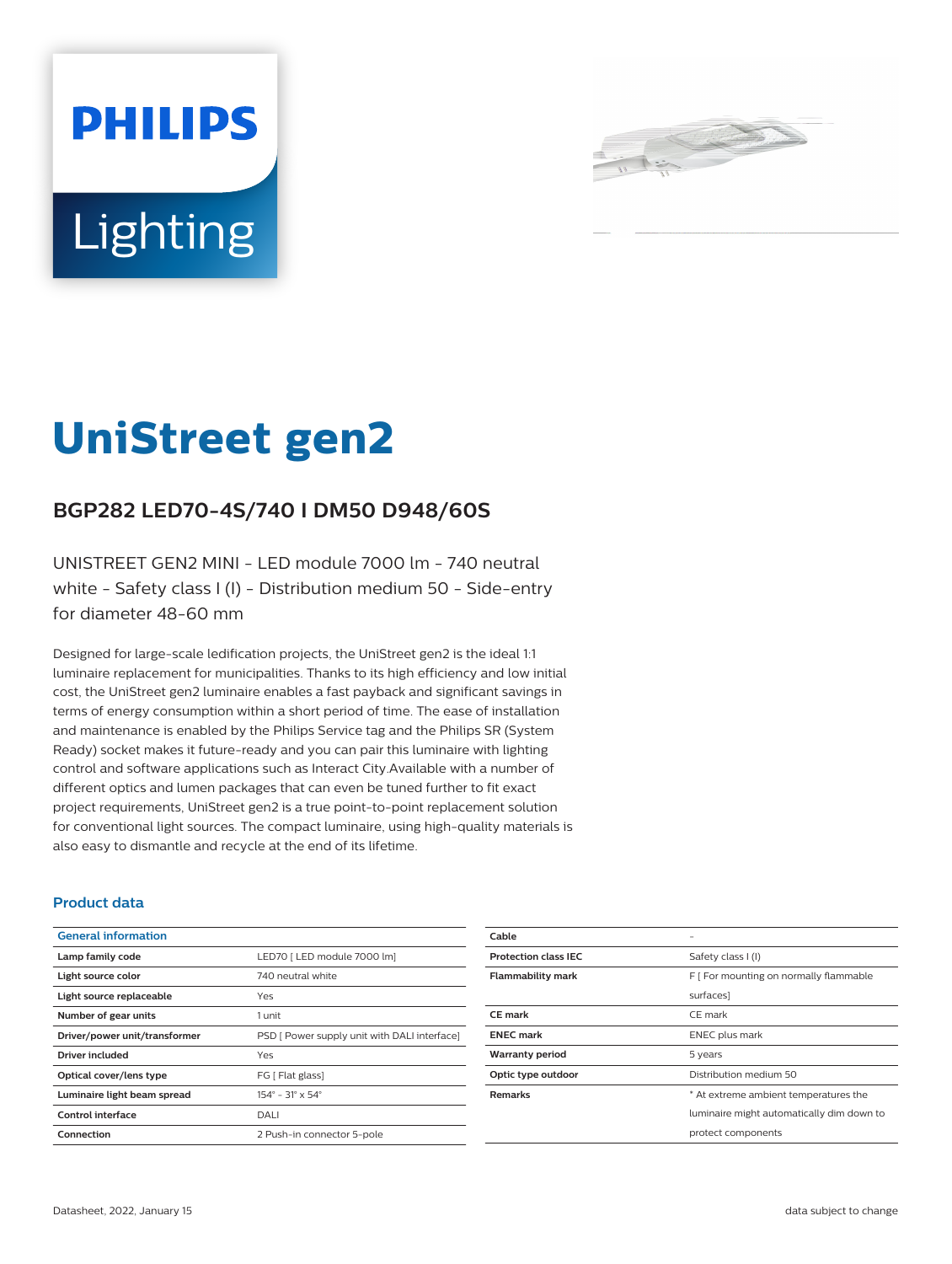PHILIPS

Lighting

# UniStreet gen2

## BGP282 LED70-4S/740 I DM50 D948/60S

UNISTREET GEN2 MINI - LED module 7000 lm - 740 neutral white - Safety class I (I) - Distribution medium 50 - Side-entry for diameter 48-60 mm

Designed for large-scale ledification projects, the UniStreet gen2 is the ideal 1:1 luminaire replacement for municipalities. Thanks to its high efficiency and low initial cost, the UniStreet gen2 luminaire enables a fast payback and significant savings in terms of energy consumption within a short period of time. The ease of installation and maintenance is enabled by the Philips Service tag and the Philips SR (System Ready) socket makes it future-ready and you can pair this luminaire with lighting control and software applications such as Interact City.Available with a number of different optics and lumen packages that can even be tuned further to fit exact project requirements, UniStreet gen2 is a true point-to-point replacement solution for conventional light sources. The compact luminaire, using high-quality materials is also easy to dismantle and recycle at the end of its lifetime.

### Product data

| General information | |
|---|---|
| **Lamp family code** | LED70 [ LED module 7000 lm] |
| **Light source color** | 740 neutral white |
| **Light source replaceable** | Yes |
| **Number of gear units** | 1 unit |
| **Driver/power unit/transformer** | PSD [ Power supply unit with DALI interface] |
| **Driver included** | Yes |
| **Optical cover/lens type** | FG [ Flat glass] |
| **Luminaire light beam spread** | 154° - 31° x 54° |
| **Control interface** | DALI |
| **Connection** | 2 Push-in connector 5-pole |
| **Cable** | - |
| **Protection class IEC** | Safety class I (I) |
| **Flammability mark** | F [ For mounting on normally flammable surfaces] |
| **CE mark** | CE mark |
| **ENEC mark** | ENEC plus mark |
| **Warranty period** | 5 years |
| **Optic type outdoor** | Distribution medium 50 |
| **Remarks** | * At extreme ambient temperatures the luminaire might automatically dim down to protect components |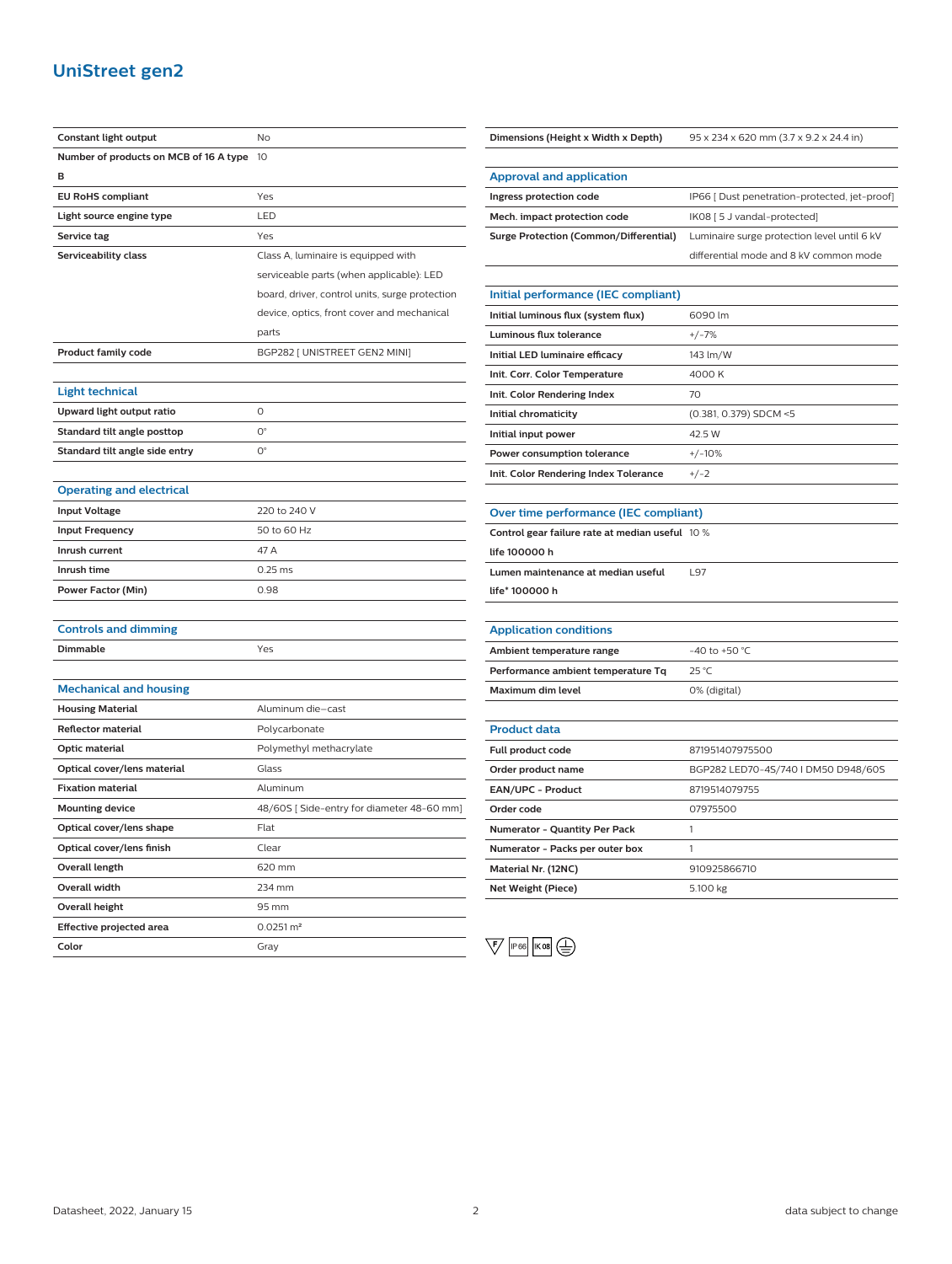# UniStreet gen2

| | |
|---|---|
| **Constant light output** | No |
| **Number of products on MCB of 16 A type B** | 10 |
| **EU RoHS compliant** | Yes |
| **Light source engine type** | LED |
| **Service tag** | Yes |
| **Serviceability class** | Class A, luminaire is equipped with serviceable parts (when applicable): LED board, driver, control units, surge protection device, optics, front cover and mechanical parts |
| **Product family code** | BGP282 [ UNISTREET GEN2 MINI] |

## Light technical

| | |
|---|---|
| **Upward light output ratio** | 0 |
| **Standard tilt angle posttop** | 0° |
| **Standard tilt angle side entry** | 0° |

## Operating and electrical

| | |
|---|---|
| **Input Voltage** | 220 to 240 V |
| **Input Frequency** | 50 to 60 Hz |
| **Inrush current** | 47 A |
| **Inrush time** | 0.25 ms |
| **Power Factor (Min)** | 0.98 |

## Controls and dimming

| | |
|---|---|
| **Dimmable** | Yes |

## Mechanical and housing

| | |
|---|---|
| **Housing Material** | Aluminum die-cast |
| **Reflector material** | Polycarbonate |
| **Optic material** | Polymethyl methacrylate |
| **Optical cover/lens material** | Glass |
| **Fixation material** | Aluminum |
| **Mounting device** | 48/60S [ Side-entry for diameter 48-60 mm] |
| **Optical cover/lens shape** | Flat |
| **Optical cover/lens finish** | Clear |
| **Overall length** | 620 mm |
| **Overall width** | 234 mm |
| **Overall height** | 95 mm |
| **Effective projected area** | 0.0251 m² |
| **Color** | Gray |

| | |
|---|---|
| **Dimensions (Height x Width x Depth)** | 95 x 234 x 620 mm (3.7 x 9.2 x 24.4 in) |

## Approval and application

| | |
|---|---|
| **Ingress protection code** | IP66 [ Dust penetration-protected, jet-proof] |
| **Mech. impact protection code** | IK08 [ 5 J vandal-protected] |
| **Surge Protection (Common/Differential)** | Luminaire surge protection level until 6 kV differential mode and 8 kV common mode |

## Initial performance (IEC compliant)

| | |
|---|---|
| **Initial luminous flux (system flux)** | 6090 lm |
| **Luminous flux tolerance** | +/-7% |
| **Initial LED luminaire efficacy** | 143 lm/W |
| **Init. Corr. Color Temperature** | 4000 K |
| **Init. Color Rendering Index** | 70 |
| **Initial chromaticity** | (0.381, 0.379) SDCM <5 |
| **Initial input power** | 42.5 W |
| **Power consumption tolerance** | +/-10% |
| **Init. Color Rendering Index Tolerance** | +/-2 |

## Over time performance (IEC compliant)

| | |
|---|---|
| **Control gear failure rate at median useful life 100000 h** | 10 % |
| **Lumen maintenance at median useful life* 100000 h** | L97 |

## Application conditions

| | |
|---|---|
| **Ambient temperature range** | -40 to +50 °C |
| **Performance ambient temperature Tq** | 25 °C |
| **Maximum dim level** | 0% (digital) |

## Product data

| | |
|---|---|
| **Full product code** | 871951407975500 |
| **Order product name** | BGP282 LED70-4S/740 I DM50 D948/60S |
| **EAN/UPC - Product** | 8719514079755 |
| **Order code** | 07975500 |
| **Numerator - Quantity Per Pack** | 1 |
| **Numerator - Packs per outer box** | 1 |
| **Material Nr. (12NC)** | 910925866710 |
| **Net Weight (Piece)** | 5.100 kg |

F IP66 IK08

Datasheet, 2022, January 15

data subject to change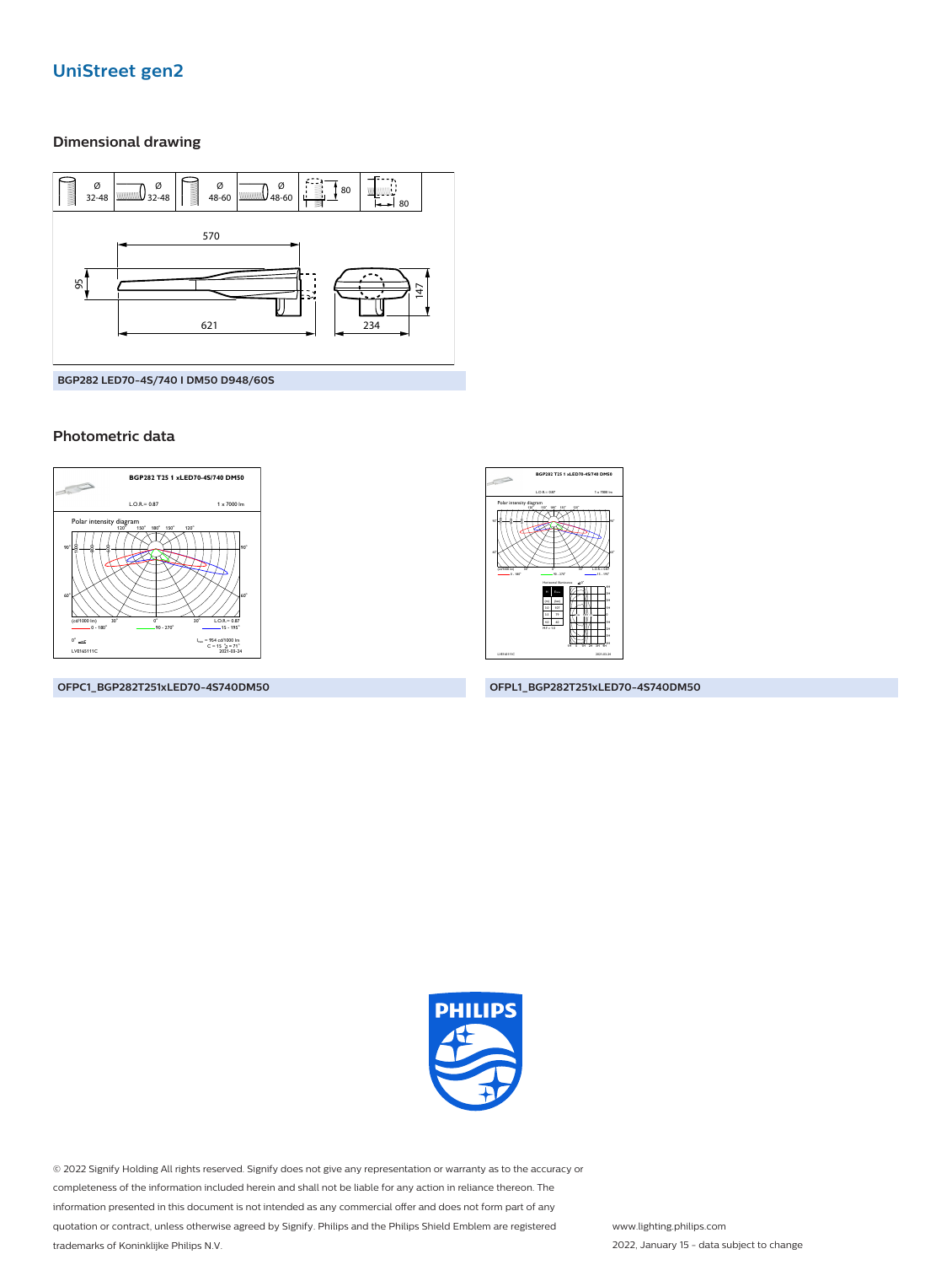## UniStreet gen2

### Dimensional drawing

Ø 32-48
Ø 32-48
Ø 48-60
Ø 48-60
80
80

570
95
621
147
234

BGP282 LED70-4S/740 I DM50 D948/60S

### Photometric data

BGP282 T25 1 xLED70-4S/740 DM50

L.O.R.= 0.87

1 x 7000 lm

Polar intensity diagram

120° 150° 180° 150° 120°

90° 90°

60° 60°

(cd/1000 lm) 30° 0° 30° L.O.R.= 0.87

0 - 180° 90 - 270° 15 - 195°

$I_{max}$ = 954 cd/1000 lm
C = 15 γ = 71°

LVE165111C 2021-03-24

OFPC1_BGP282T251xLED70-4S740DM50

BGP282 T25 1 xLED70-4S/740 DM50

OFPL1_BGP282T251xLED70-4S740DM50

© 2022 Signify Holding All rights reserved. Signify does not give any representation or warranty as to the accuracy or completeness of the information included herein and shall not be liable for any action in reliance thereon. The information presented in this document is not intended as any commercial offer and does not form part of any quotation or contract, unless otherwise agreed by Signify. Philips and the Philips Shield Emblem are registered trademarks of Koninklijke Philips N.V.

www.lighting.philips.com

2022, January 15 - data subject to change